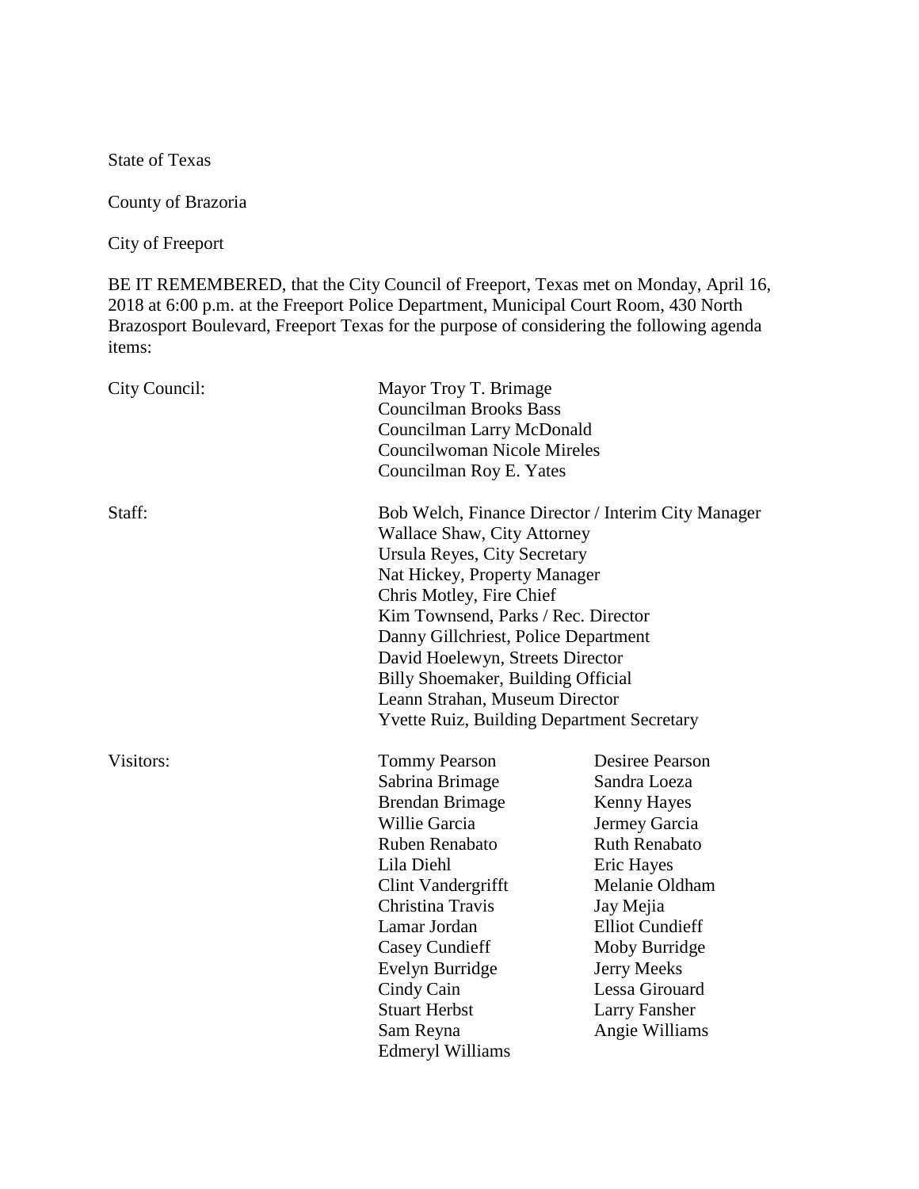State of Texas

County of Brazoria

City of Freeport

BE IT REMEMBERED, that the City Council of Freeport, Texas met on Monday, April 16, 2018 at 6:00 p.m. at the Freeport Police Department, Municipal Court Room, 430 North Brazosport Boulevard, Freeport Texas for the purpose of considering the following agenda items:

| | | |
|---|---|---|
| City Council: | Mayor Troy T. Brimage<br>Councilman Brooks Bass<br>Councilman Larry McDonald<br>Councilwoman Nicole Mireles<br>Councilman Roy E. Yates | |
| Staff: | Bob Welch, Finance Director / Interim City Manager<br>Wallace Shaw, City Attorney<br>Ursula Reyes, City Secretary<br>Nat Hickey, Property Manager<br>Chris Motley, Fire Chief<br>Kim Townsend, Parks / Rec. Director<br>Danny Gillchriest, Police Department<br>David Hoelewyn, Streets Director<br>Billy Shoemaker, Building Official<br>Leann Strahan, Museum Director<br>Yvette Ruiz, Building Department Secretary | |
| Visitors: | Tommy Pearson<br>Sabrina Brimage<br>Brendan Brimage<br>Willie Garcia<br>Ruben Renabato<br>Lila Diehl<br>Clint Vandergrifft<br>Christina Travis<br>Lamar Jordan<br>Casey Cundieff<br>Evelyn Burridge<br>Cindy Cain<br>Stuart Herbst<br>Sam Reyna<br>Edmeryl Williams | Desiree Pearson<br>Sandra Loeza<br>Kenny Hayes<br>Jermey Garcia<br>Ruth Renabato<br>Eric Hayes<br>Melanie Oldham<br>Jay Mejia<br>Elliot Cundieff<br>Moby Burridge<br>Jerry Meeks<br>Lessa Girouard<br>Larry Fansher<br>Angie Williams |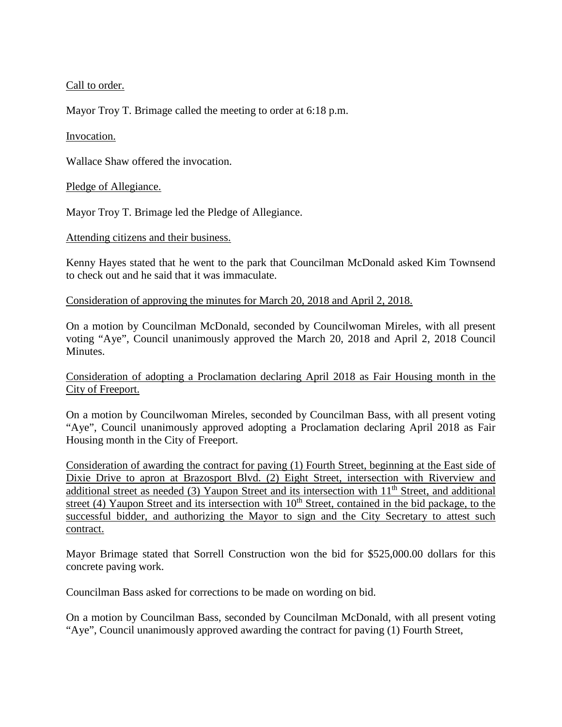Call to order.

Mayor Troy T. Brimage called the meeting to order at 6:18 p.m.

Invocation.

Wallace Shaw offered the invocation.

Pledge of Allegiance.

Mayor Troy T. Brimage led the Pledge of Allegiance.

Attending citizens and their business.

Kenny Hayes stated that he went to the park that Councilman McDonald asked Kim Townsend to check out and he said that it was immaculate.

Consideration of approving the minutes for March 20, 2018 and April 2, 2018.

On a motion by Councilman McDonald, seconded by Councilwoman Mireles, with all present voting "Aye", Council unanimously approved the March 20, 2018 and April 2, 2018 Council Minutes.

Consideration of adopting a Proclamation declaring April 2018 as Fair Housing month in the City of Freeport.

On a motion by Councilwoman Mireles, seconded by Councilman Bass, with all present voting "Aye", Council unanimously approved adopting a Proclamation declaring April 2018 as Fair Housing month in the City of Freeport.

Consideration of awarding the contract for paving (1) Fourth Street, beginning at the East side of Dixie Drive to apron at Brazosport Blvd. (2) Eight Street, intersection with Riverview and additional street as needed (3) Yaupon Street and its intersection with 11th Street, and additional street (4) Yaupon Street and its intersection with 10th Street, contained in the bid package, to the successful bidder, and authorizing the Mayor to sign and the City Secretary to attest such contract.

Mayor Brimage stated that Sorrell Construction won the bid for $525,000.00 dollars for this concrete paving work.

Councilman Bass asked for corrections to be made on wording on bid.

On a motion by Councilman Bass, seconded by Councilman McDonald, with all present voting "Aye", Council unanimously approved awarding the contract for paving (1) Fourth Street,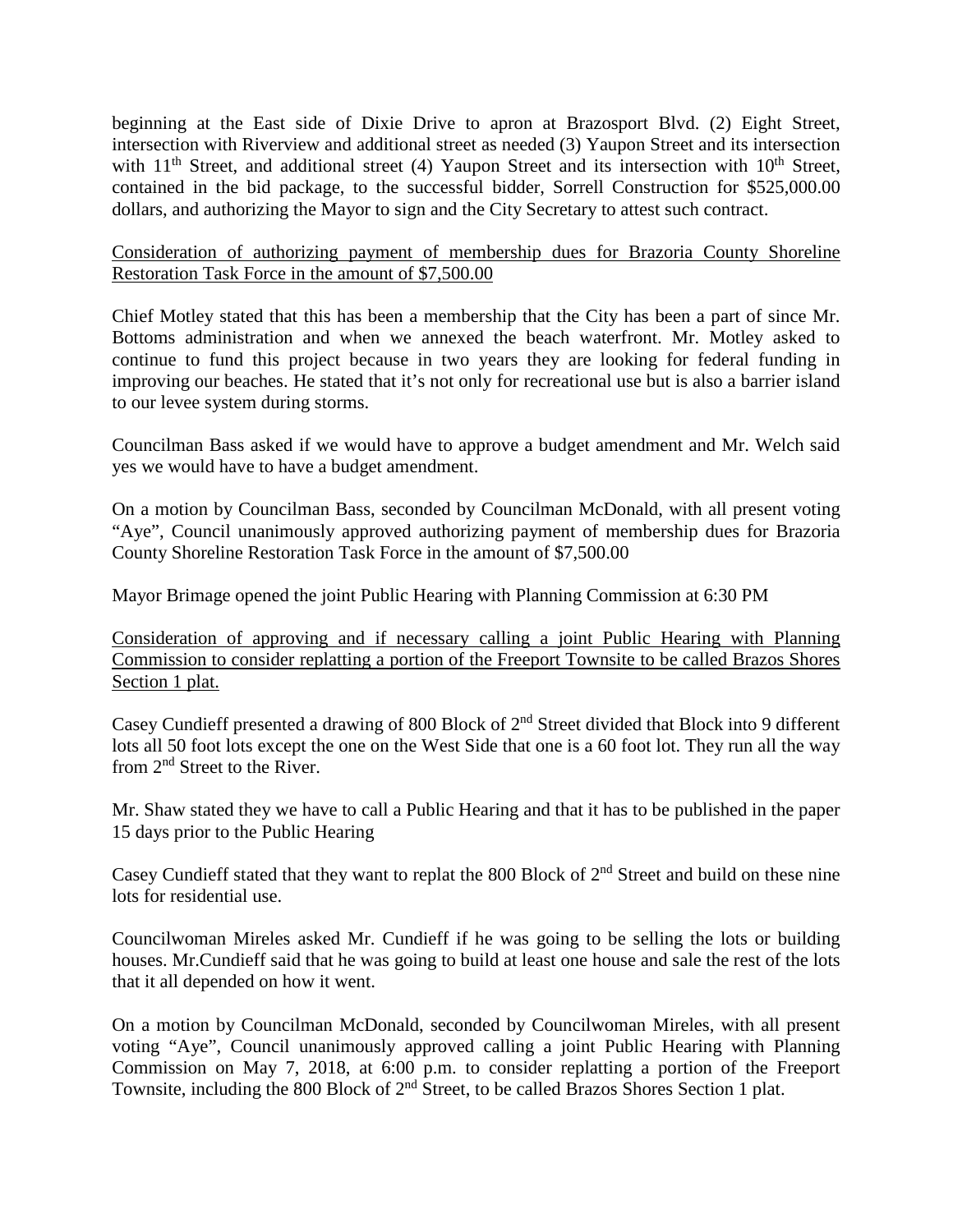beginning at the East side of Dixie Drive to apron at Brazosport Blvd. (2) Eight Street, intersection with Riverview and additional street as needed (3) Yaupon Street and its intersection with 11th Street, and additional street (4) Yaupon Street and its intersection with 10th Street, contained in the bid package, to the successful bidder, Sorrell Construction for $525,000.00 dollars, and authorizing the Mayor to sign and the City Secretary to attest such contract.

<u>Consideration of authorizing payment of membership dues for Brazoria County Shoreline Restoration Task Force in the amount of $7,500.00</u>

Chief Motley stated that this has been a membership that the City has been a part of since Mr. Bottoms administration and when we annexed the beach waterfront. Mr. Motley asked to continue to fund this project because in two years they are looking for federal funding in improving our beaches. He stated that it's not only for recreational use but is also a barrier island to our levee system during storms.

Councilman Bass asked if we would have to approve a budget amendment and Mr. Welch said yes we would have to have a budget amendment.

On a motion by Councilman Bass, seconded by Councilman McDonald, with all present voting "Aye", Council unanimously approved authorizing payment of membership dues for Brazoria County Shoreline Restoration Task Force in the amount of $7,500.00

Mayor Brimage opened the joint Public Hearing with Planning Commission at 6:30 PM

<u>Consideration of approving and if necessary calling a joint Public Hearing with Planning Commission to consider replatting a portion of the Freeport Townsite to be called Brazos Shores Section 1 plat.</u>

Casey Cundieff presented a drawing of 800 Block of 2nd Street divided that Block into 9 different lots all 50 foot lots except the one on the West Side that one is a 60 foot lot. They run all the way from 2nd Street to the River.

Mr. Shaw stated they we have to call a Public Hearing and that it has to be published in the paper 15 days prior to the Public Hearing

Casey Cundieff stated that they want to replat the 800 Block of 2nd Street and build on these nine lots for residential use.

Councilwoman Mireles asked Mr. Cundieff if he was going to be selling the lots or building houses. Mr.Cundieff said that he was going to build at least one house and sale the rest of the lots that it all depended on how it went.

On a motion by Councilman McDonald, seconded by Councilwoman Mireles, with all present voting "Aye", Council unanimously approved calling a joint Public Hearing with Planning Commission on May 7, 2018, at 6:00 p.m. to consider replatting a portion of the Freeport Townsite, including the 800 Block of 2nd Street, to be called Brazos Shores Section 1 plat.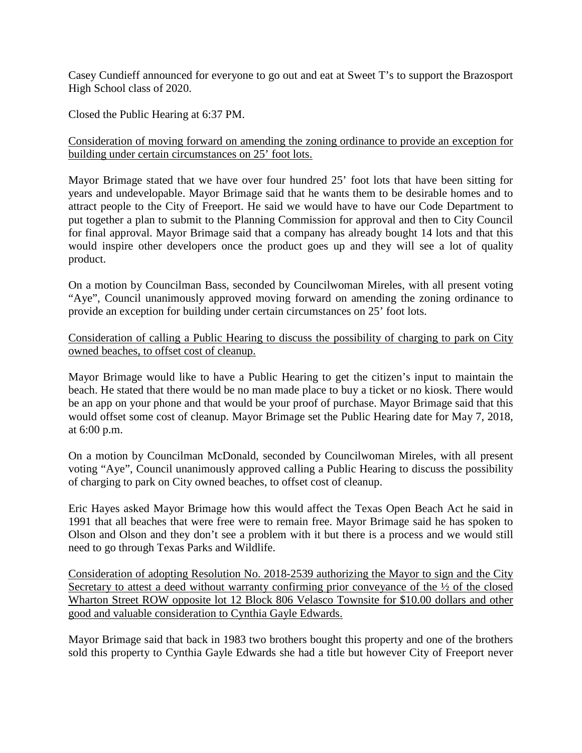Casey Cundieff announced for everyone to go out and eat at Sweet T's to support the Brazosport High School class of 2020.

Closed the Public Hearing at 6:37 PM.

<u>Consideration of moving forward on amending the zoning ordinance to provide an exception for building under certain circumstances on 25' foot lots.</u>

Mayor Brimage stated that we have over four hundred 25' foot lots that have been sitting for years and undevelopable. Mayor Brimage said that he wants them to be desirable homes and to attract people to the City of Freeport. He said we would have to have our Code Department to put together a plan to submit to the Planning Commission for approval and then to City Council for final approval. Mayor Brimage said that a company has already bought 14 lots and that this would inspire other developers once the product goes up and they will see a lot of quality product.

On a motion by Councilman Bass, seconded by Councilwoman Mireles, with all present voting "Aye", Council unanimously approved moving forward on amending the zoning ordinance to provide an exception for building under certain circumstances on 25' foot lots.

<u>Consideration of calling a Public Hearing to discuss the possibility of charging to park on City owned beaches, to offset cost of cleanup.</u>

Mayor Brimage would like to have a Public Hearing to get the citizen's input to maintain the beach. He stated that there would be no man made place to buy a ticket or no kiosk. There would be an app on your phone and that would be your proof of purchase. Mayor Brimage said that this would offset some cost of cleanup. Mayor Brimage set the Public Hearing date for May 7, 2018, at 6:00 p.m.

On a motion by Councilman McDonald, seconded by Councilwoman Mireles, with all present voting "Aye", Council unanimously approved calling a Public Hearing to discuss the possibility of charging to park on City owned beaches, to offset cost of cleanup.

Eric Hayes asked Mayor Brimage how this would affect the Texas Open Beach Act he said in 1991 that all beaches that were free were to remain free. Mayor Brimage said he has spoken to Olson and Olson and they don't see a problem with it but there is a process and we would still need to go through Texas Parks and Wildlife.

<u>Consideration of adopting Resolution No. 2018-2539 authorizing the Mayor to sign and the City Secretary to attest a deed without warranty confirming prior conveyance of the ½ of the closed Wharton Street ROW opposite lot 12 Block 806 Velasco Townsite for $10.00 dollars and other good and valuable consideration to Cynthia Gayle Edwards.</u>

Mayor Brimage said that back in 1983 two brothers bought this property and one of the brothers sold this property to Cynthia Gayle Edwards she had a title but however City of Freeport never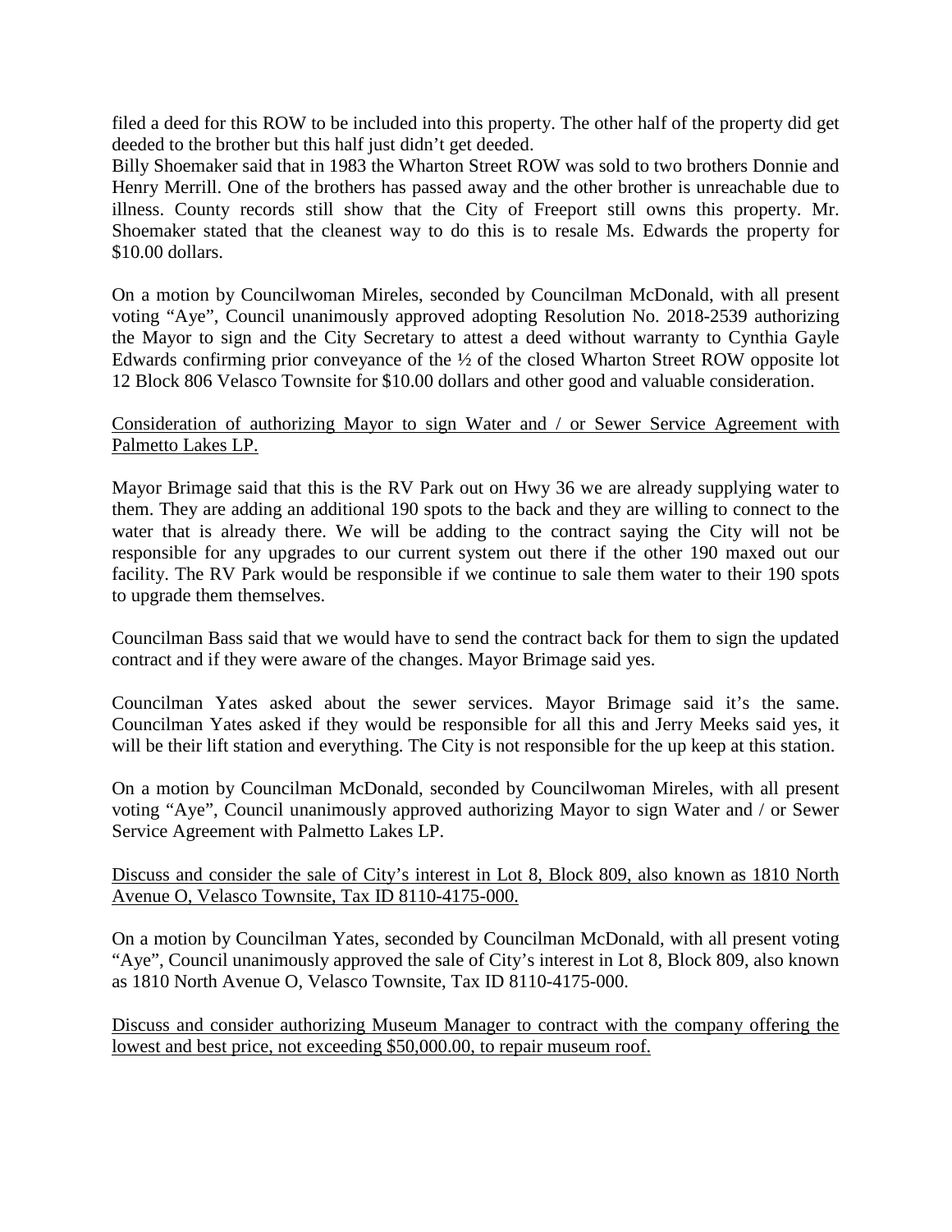filed a deed for this ROW to be included into this property. The other half of the property did get deeded to the brother but this half just didn't get deeded.
Billy Shoemaker said that in 1983 the Wharton Street ROW was sold to two brothers Donnie and Henry Merrill. One of the brothers has passed away and the other brother is unreachable due to illness. County records still show that the City of Freeport still owns this property. Mr. Shoemaker stated that the cleanest way to do this is to resale Ms. Edwards the property for $10.00 dollars.

On a motion by Councilwoman Mireles, seconded by Councilman McDonald, with all present voting "Aye", Council unanimously approved adopting Resolution No. 2018-2539 authorizing the Mayor to sign and the City Secretary to attest a deed without warranty to Cynthia Gayle Edwards confirming prior conveyance of the ½ of the closed Wharton Street ROW opposite lot 12 Block 806 Velasco Townsite for $10.00 dollars and other good and valuable consideration.

<u>Consideration of authorizing Mayor to sign Water and / or Sewer Service Agreement with Palmetto Lakes LP.</u>

Mayor Brimage said that this is the RV Park out on Hwy 36 we are already supplying water to them. They are adding an additional 190 spots to the back and they are willing to connect to the water that is already there. We will be adding to the contract saying the City will not be responsible for any upgrades to our current system out there if the other 190 maxed out our facility. The RV Park would be responsible if we continue to sale them water to their 190 spots to upgrade them themselves.

Councilman Bass said that we would have to send the contract back for them to sign the updated contract and if they were aware of the changes. Mayor Brimage said yes.

Councilman Yates asked about the sewer services. Mayor Brimage said it's the same. Councilman Yates asked if they would be responsible for all this and Jerry Meeks said yes, it will be their lift station and everything. The City is not responsible for the up keep at this station.

On a motion by Councilman McDonald, seconded by Councilwoman Mireles, with all present voting "Aye", Council unanimously approved authorizing Mayor to sign Water and / or Sewer Service Agreement with Palmetto Lakes LP.

<u>Discuss and consider the sale of City's interest in Lot 8, Block 809, also known as 1810 North Avenue O, Velasco Townsite, Tax ID 8110-4175-000.</u>

On a motion by Councilman Yates, seconded by Councilman McDonald, with all present voting "Aye", Council unanimously approved the sale of City's interest in Lot 8, Block 809, also known as 1810 North Avenue O, Velasco Townsite, Tax ID 8110-4175-000.

<u>Discuss and consider authorizing Museum Manager to contract with the company offering the lowest and best price, not exceeding $50,000.00, to repair museum roof.</u>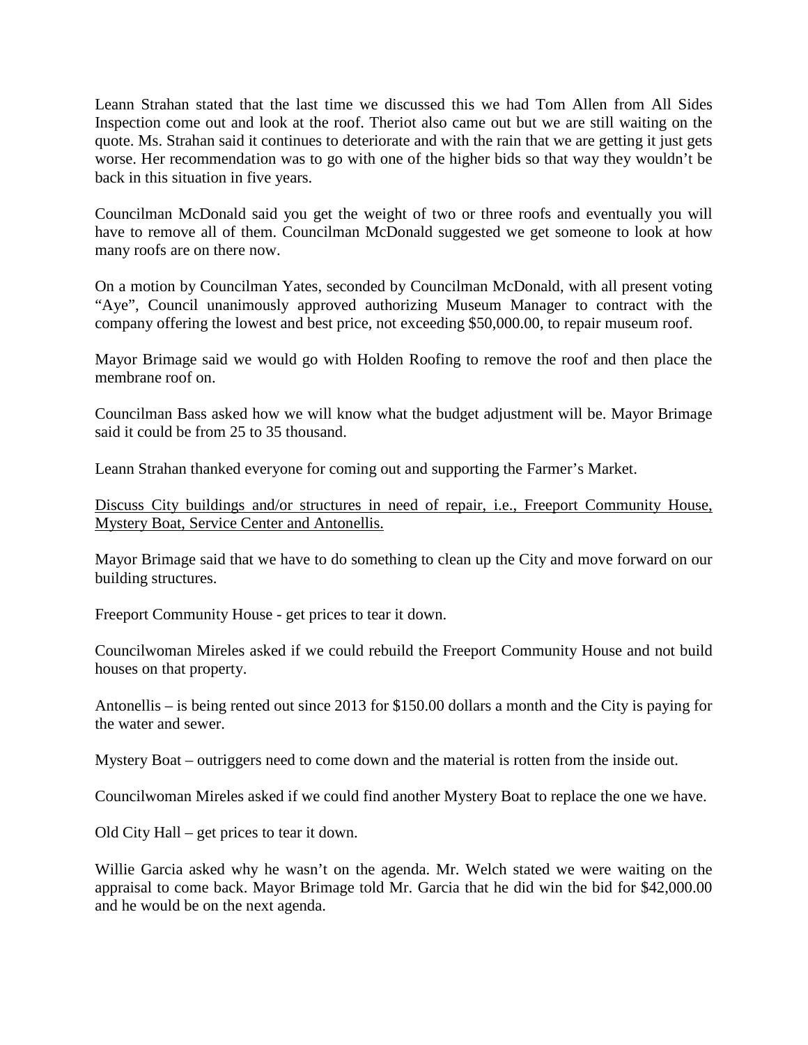Leann Strahan stated that the last time we discussed this we had Tom Allen from All Sides Inspection come out and look at the roof. Theriot also came out but we are still waiting on the quote. Ms. Strahan said it continues to deteriorate and with the rain that we are getting it just gets worse. Her recommendation was to go with one of the higher bids so that way they wouldn't be back in this situation in five years.

Councilman McDonald said you get the weight of two or three roofs and eventually you will have to remove all of them. Councilman McDonald suggested we get someone to look at how many roofs are on there now.

On a motion by Councilman Yates, seconded by Councilman McDonald, with all present voting "Aye", Council unanimously approved authorizing Museum Manager to contract with the company offering the lowest and best price, not exceeding $50,000.00, to repair museum roof.

Mayor Brimage said we would go with Holden Roofing to remove the roof and then place the membrane roof on.

Councilman Bass asked how we will know what the budget adjustment will be. Mayor Brimage said it could be from 25 to 35 thousand.

Leann Strahan thanked everyone for coming out and supporting the Farmer's Market.

<u>Discuss City buildings and/or structures in need of repair, i.e., Freeport Community House, Mystery Boat, Service Center and Antonellis.</u>

Mayor Brimage said that we have to do something to clean up the City and move forward on our building structures.

Freeport Community House - get prices to tear it down.

Councilwoman Mireles asked if we could rebuild the Freeport Community House and not build houses on that property.

Antonellis – is being rented out since 2013 for $150.00 dollars a month and the City is paying for the water and sewer.

Mystery Boat – outriggers need to come down and the material is rotten from the inside out.

Councilwoman Mireles asked if we could find another Mystery Boat to replace the one we have.

Old City Hall – get prices to tear it down.

Willie Garcia asked why he wasn't on the agenda. Mr. Welch stated we were waiting on the appraisal to come back. Mayor Brimage told Mr. Garcia that he did win the bid for $42,000.00 and he would be on the next agenda.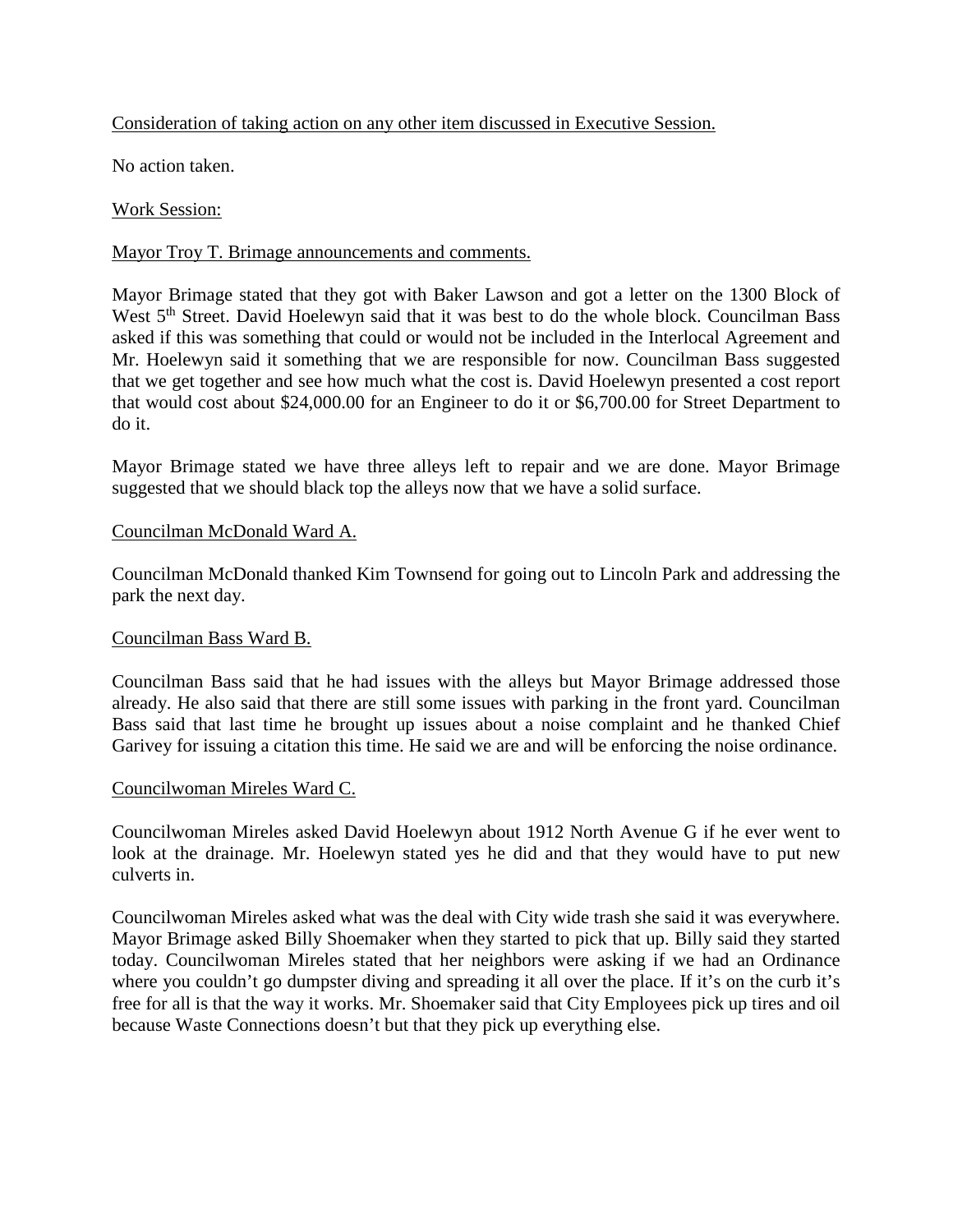Consideration of taking action on any other item discussed in Executive Session.

No action taken.

Work Session:

Mayor Troy T. Brimage announcements and comments.

Mayor Brimage stated that they got with Baker Lawson and got a letter on the 1300 Block of West 5th Street. David Hoelewyn said that it was best to do the whole block. Councilman Bass asked if this was something that could or would not be included in the Interlocal Agreement and Mr. Hoelewyn said it something that we are responsible for now. Councilman Bass suggested that we get together and see how much what the cost is. David Hoelewyn presented a cost report that would cost about $24,000.00 for an Engineer to do it or $6,700.00 for Street Department to do it.

Mayor Brimage stated we have three alleys left to repair and we are done. Mayor Brimage suggested that we should black top the alleys now that we have a solid surface.

Councilman McDonald Ward A.

Councilman McDonald thanked Kim Townsend for going out to Lincoln Park and addressing the park the next day.

Councilman Bass Ward B.

Councilman Bass said that he had issues with the alleys but Mayor Brimage addressed those already. He also said that there are still some issues with parking in the front yard. Councilman Bass said that last time he brought up issues about a noise complaint and he thanked Chief Garivey for issuing a citation this time. He said we are and will be enforcing the noise ordinance.

Councilwoman Mireles Ward C.

Councilwoman Mireles asked David Hoelewyn about 1912 North Avenue G if he ever went to look at the drainage. Mr. Hoelewyn stated yes he did and that they would have to put new culverts in.

Councilwoman Mireles asked what was the deal with City wide trash she said it was everywhere. Mayor Brimage asked Billy Shoemaker when they started to pick that up. Billy said they started today. Councilwoman Mireles stated that her neighbors were asking if we had an Ordinance where you couldn't go dumpster diving and spreading it all over the place. If it's on the curb it's free for all is that the way it works. Mr. Shoemaker said that City Employees pick up tires and oil because Waste Connections doesn't but that they pick up everything else.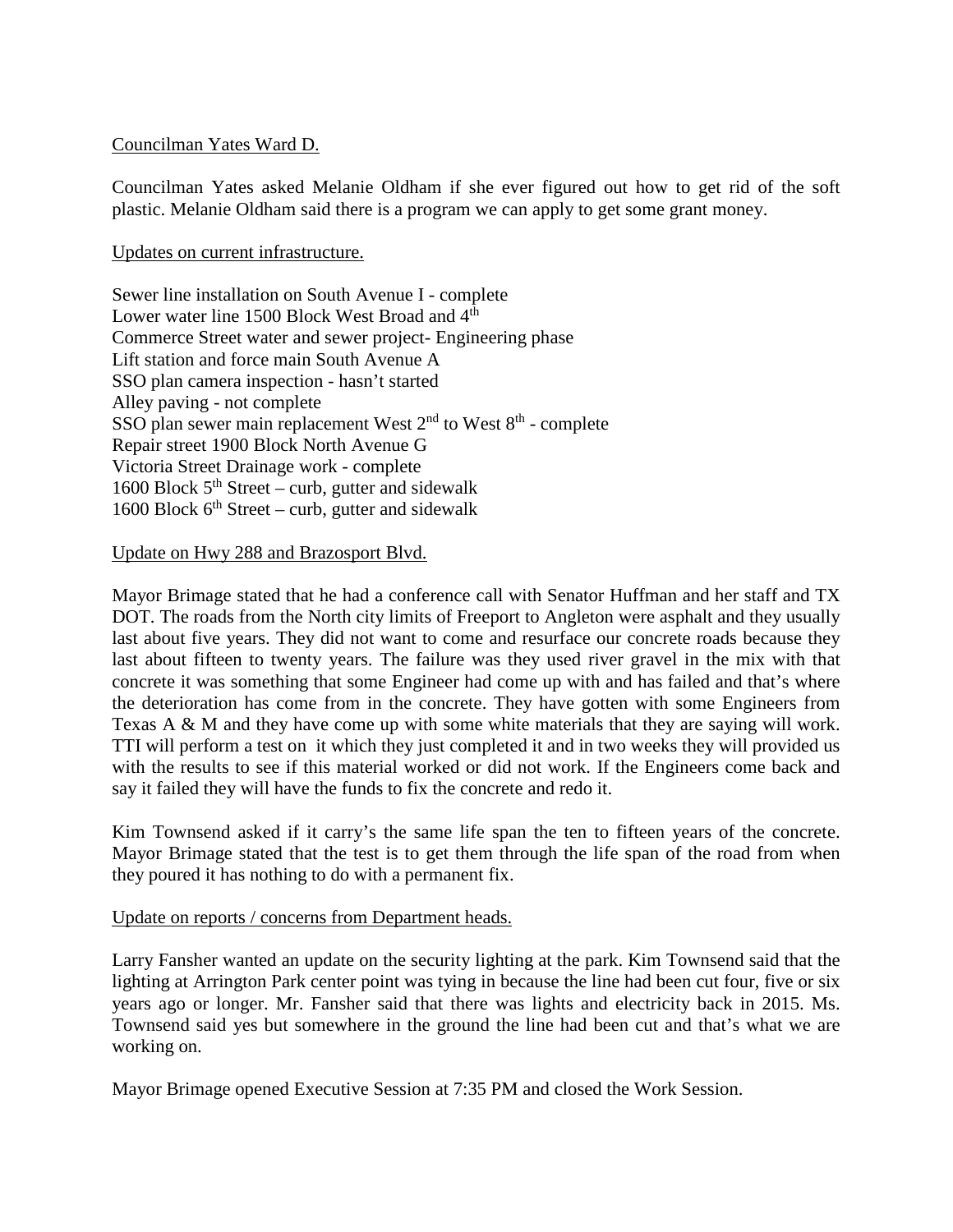Councilman Yates Ward D.

Councilman Yates asked Melanie Oldham if she ever figured out how to get rid of the soft plastic. Melanie Oldham said there is a program we can apply to get some grant money.

Updates on current infrastructure.

Sewer line installation on South Avenue I - complete
Lower water line 1500 Block West Broad and 4th
Commerce Street water and sewer project- Engineering phase
Lift station and force main South Avenue A
SSO plan camera inspection - hasn't started
Alley paving - not complete
SSO plan sewer main replacement West 2nd to West 8th - complete
Repair street 1900 Block North Avenue G
Victoria Street Drainage work - complete
1600 Block 5th Street – curb, gutter and sidewalk
1600 Block 6th Street – curb, gutter and sidewalk

Update on Hwy 288 and Brazosport Blvd.

Mayor Brimage stated that he had a conference call with Senator Huffman and her staff and TX DOT. The roads from the North city limits of Freeport to Angleton were asphalt and they usually last about five years. They did not want to come and resurface our concrete roads because they last about fifteen to twenty years. The failure was they used river gravel in the mix with that concrete it was something that some Engineer had come up with and has failed and that's where the deterioration has come from in the concrete. They have gotten with some Engineers from Texas A & M and they have come up with some white materials that they are saying will work. TTI will perform a test on it which they just completed it and in two weeks they will provided us with the results to see if this material worked or did not work. If the Engineers come back and say it failed they will have the funds to fix the concrete and redo it.

Kim Townsend asked if it carry's the same life span the ten to fifteen years of the concrete. Mayor Brimage stated that the test is to get them through the life span of the road from when they poured it has nothing to do with a permanent fix.

Update on reports / concerns from Department heads.

Larry Fansher wanted an update on the security lighting at the park. Kim Townsend said that the lighting at Arrington Park center point was tying in because the line had been cut four, five or six years ago or longer. Mr. Fansher said that there was lights and electricity back in 2015. Ms. Townsend said yes but somewhere in the ground the line had been cut and that's what we are working on.

Mayor Brimage opened Executive Session at 7:35 PM and closed the Work Session.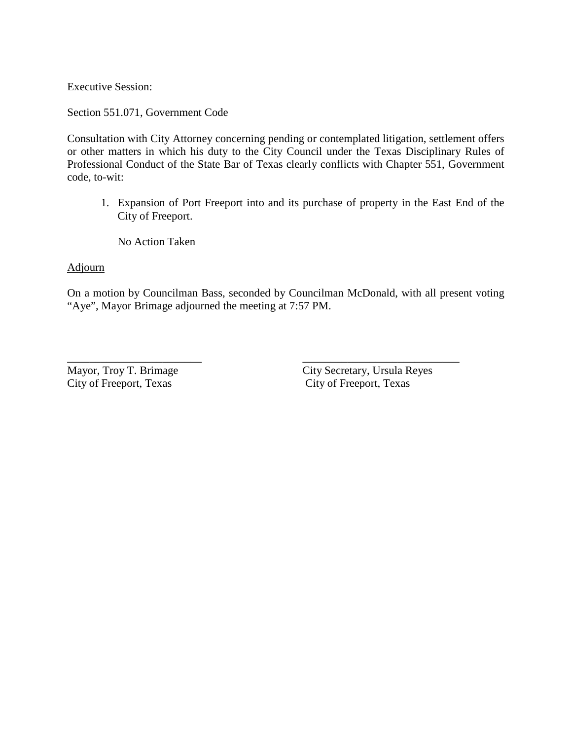<u>Executive Session:</u>

Section 551.071, Government Code

Consultation with City Attorney concerning pending or contemplated litigation, settlement offers or other matters in which his duty to the City Council under the Texas Disciplinary Rules of Professional Conduct of the State Bar of Texas clearly conflicts with Chapter 551, Government code, to-wit:

1. Expansion of Port Freeport into and its purchase of property in the East End of the City of Freeport.

   No Action Taken

<u>Adjourn</u>

On a motion by Councilman Bass, seconded by Councilman McDonald, with all present voting "Aye", Mayor Brimage adjourned the meeting at 7:57 PM.

| | |
|---|---|
| ________________________ | ____________________________ |
| Mayor, Troy T. Brimage | City Secretary, Ursula Reyes |
| City of Freeport, Texas | City of Freeport, Texas |